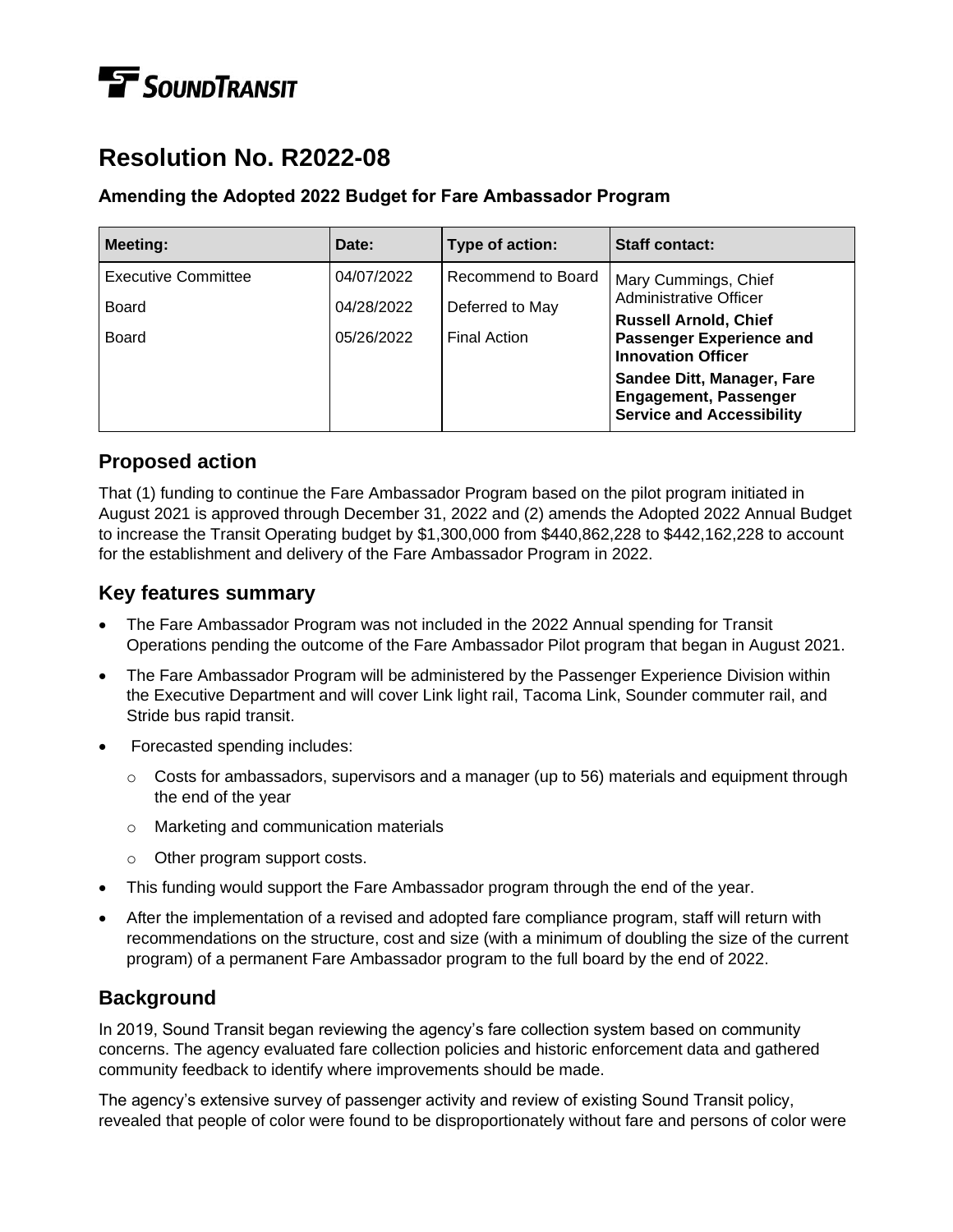SOUNDTRANSIT

# Resolution No. R2022-08

### Amending the Adopted 2022 Budget for Fare Ambassador Program

| Meeting: | Date: | Type of action: | Staff contact: |
|---|---|---|---|
| Executive Committee | 04/07/2022 | Recommend to Board | Mary Cummings, Chief Administrative Officer |
| Board | 04/28/2022 | Deferred to May | **Russell Arnold, Chief Passenger Experience and Innovation Officer** |
| Board | 05/26/2022 | Final Action | **Sandee Ditt, Manager, Fare Engagement, Passenger Service and Accessibility** |

## Proposed action

That (1) funding to continue the Fare Ambassador Program based on the pilot program initiated in August 2021 is approved through December 31, 2022 and (2) amends the Adopted 2022 Annual Budget to increase the Transit Operating budget by $1,300,000 from $440,862,228 to $442,162,228 to account for the establishment and delivery of the Fare Ambassador Program in 2022.

## Key features summary

- The Fare Ambassador Program was not included in the 2022 Annual spending for Transit Operations pending the outcome of the Fare Ambassador Pilot program that began in August 2021.
- The Fare Ambassador Program will be administered by the Passenger Experience Division within the Executive Department and will cover Link light rail, Tacoma Link, Sounder commuter rail, and Stride bus rapid transit.
- Forecasted spending includes:
  - Costs for ambassadors, supervisors and a manager (up to 56) materials and equipment through the end of the year
  - Marketing and communication materials
  - Other program support costs.
- This funding would support the Fare Ambassador program through the end of the year.
- After the implementation of a revised and adopted fare compliance program, staff will return with recommendations on the structure, cost and size (with a minimum of doubling the size of the current program) of a permanent Fare Ambassador program to the full board by the end of 2022.

## Background

In 2019, Sound Transit began reviewing the agency's fare collection system based on community concerns. The agency evaluated fare collection policies and historic enforcement data and gathered community feedback to identify where improvements should be made.

The agency's extensive survey of passenger activity and review of existing Sound Transit policy, revealed that people of color were found to be disproportionately without fare and persons of color were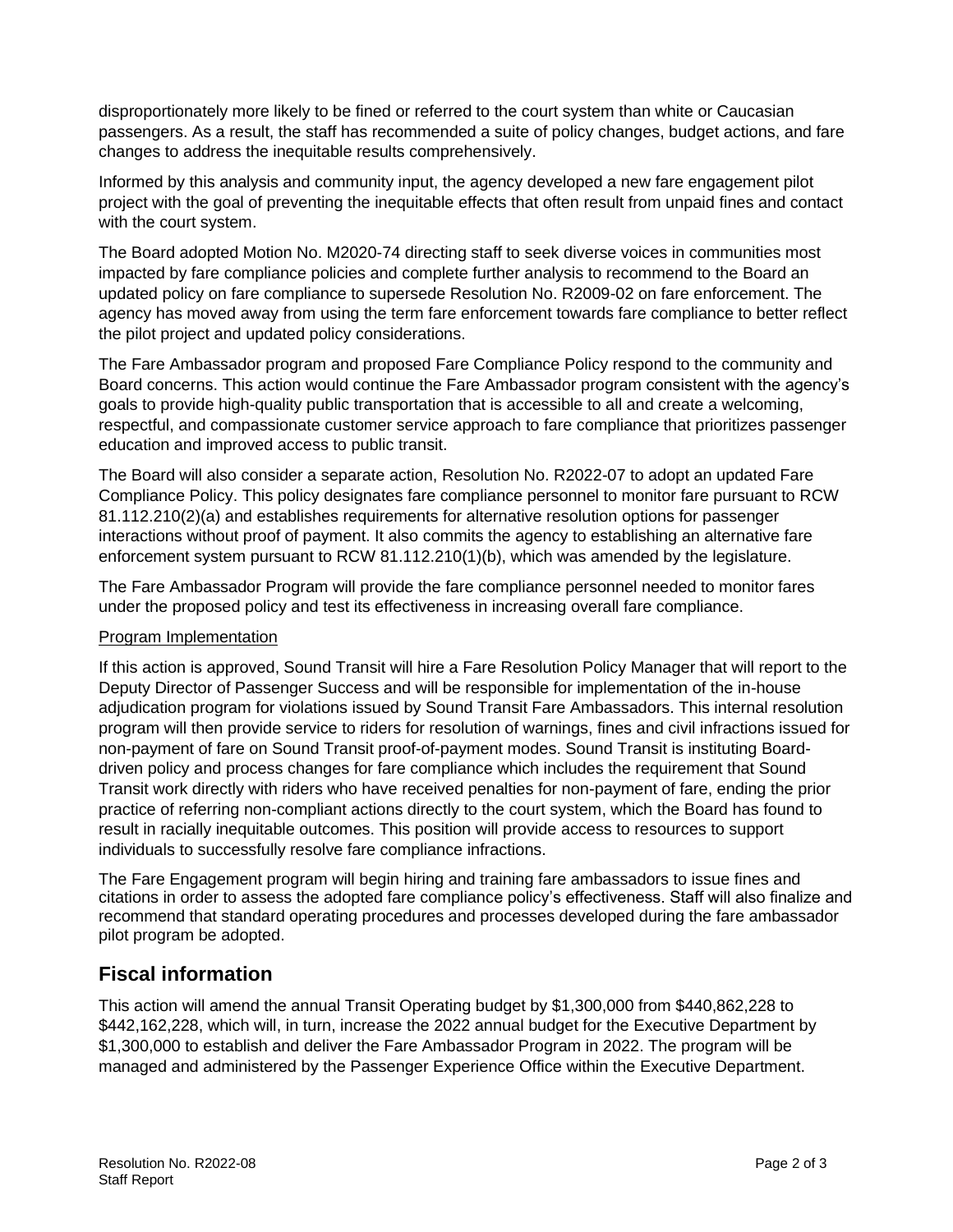disproportionately more likely to be fined or referred to the court system than white or Caucasian passengers. As a result, the staff has recommended a suite of policy changes, budget actions, and fare changes to address the inequitable results comprehensively.

Informed by this analysis and community input, the agency developed a new fare engagement pilot project with the goal of preventing the inequitable effects that often result from unpaid fines and contact with the court system.

The Board adopted Motion No. M2020-74 directing staff to seek diverse voices in communities most impacted by fare compliance policies and complete further analysis to recommend to the Board an updated policy on fare compliance to supersede Resolution No. R2009-02 on fare enforcement. The agency has moved away from using the term fare enforcement towards fare compliance to better reflect the pilot project and updated policy considerations.

The Fare Ambassador program and proposed Fare Compliance Policy respond to the community and Board concerns. This action would continue the Fare Ambassador program consistent with the agency's goals to provide high-quality public transportation that is accessible to all and create a welcoming, respectful, and compassionate customer service approach to fare compliance that prioritizes passenger education and improved access to public transit.

The Board will also consider a separate action, Resolution No. R2022-07 to adopt an updated Fare Compliance Policy. This policy designates fare compliance personnel to monitor fare pursuant to RCW 81.112.210(2)(a) and establishes requirements for alternative resolution options for passenger interactions without proof of payment. It also commits the agency to establishing an alternative fare enforcement system pursuant to RCW 81.112.210(1)(b), which was amended by the legislature.

The Fare Ambassador Program will provide the fare compliance personnel needed to monitor fares under the proposed policy and test its effectiveness in increasing overall fare compliance.

Program Implementation

If this action is approved, Sound Transit will hire a Fare Resolution Policy Manager that will report to the Deputy Director of Passenger Success and will be responsible for implementation of the in-house adjudication program for violations issued by Sound Transit Fare Ambassadors. This internal resolution program will then provide service to riders for resolution of warnings, fines and civil infractions issued for non-payment of fare on Sound Transit proof-of-payment modes. Sound Transit is instituting Board-driven policy and process changes for fare compliance which includes the requirement that Sound Transit work directly with riders who have received penalties for non-payment of fare, ending the prior practice of referring non-compliant actions directly to the court system, which the Board has found to result in racially inequitable outcomes. This position will provide access to resources to support individuals to successfully resolve fare compliance infractions.

The Fare Engagement program will begin hiring and training fare ambassadors to issue fines and citations in order to assess the adopted fare compliance policy's effectiveness. Staff will also finalize and recommend that standard operating procedures and processes developed during the fare ambassador pilot program be adopted.

## Fiscal information

This action will amend the annual Transit Operating budget by $1,300,000 from $440,862,228 to $442,162,228, which will, in turn, increase the 2022 annual budget for the Executive Department by $1,300,000 to establish and deliver the Fare Ambassador Program in 2022. The program will be managed and administered by the Passenger Experience Office within the Executive Department.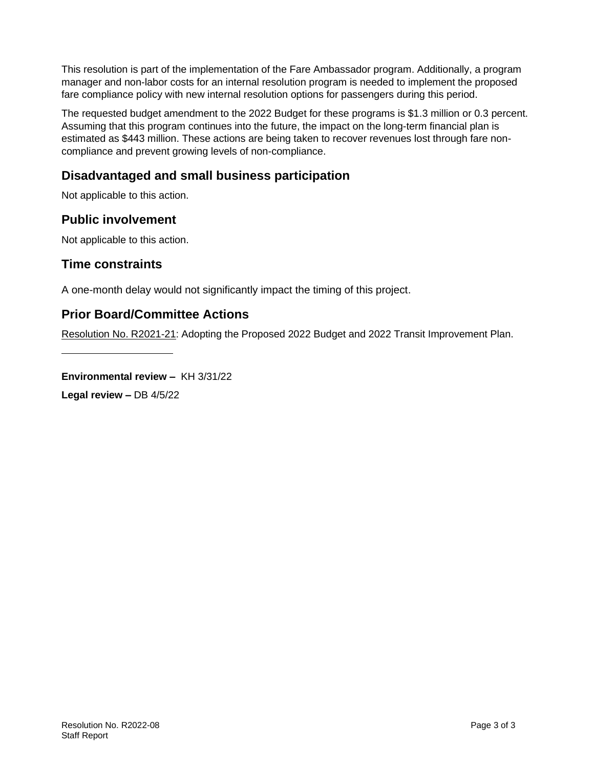This resolution is part of the implementation of the Fare Ambassador program. Additionally, a program manager and non-labor costs for an internal resolution program is needed to implement the proposed fare compliance policy with new internal resolution options for passengers during this period.

The requested budget amendment to the 2022 Budget for these programs is $1.3 million or 0.3 percent. Assuming that this program continues into the future, the impact on the long-term financial plan is estimated as $443 million. These actions are being taken to recover revenues lost through fare non-compliance and prevent growing levels of non-compliance.

## Disadvantaged and small business participation

Not applicable to this action.

## Public involvement

Not applicable to this action.

## Time constraints

A one-month delay would not significantly impact the timing of this project.

## Prior Board/Committee Actions

Resolution No. R2021-21: Adopting the Proposed 2022 Budget and 2022 Transit Improvement Plan.

---

**Environmental review –** KH 3/31/22

**Legal review –** DB 4/5/22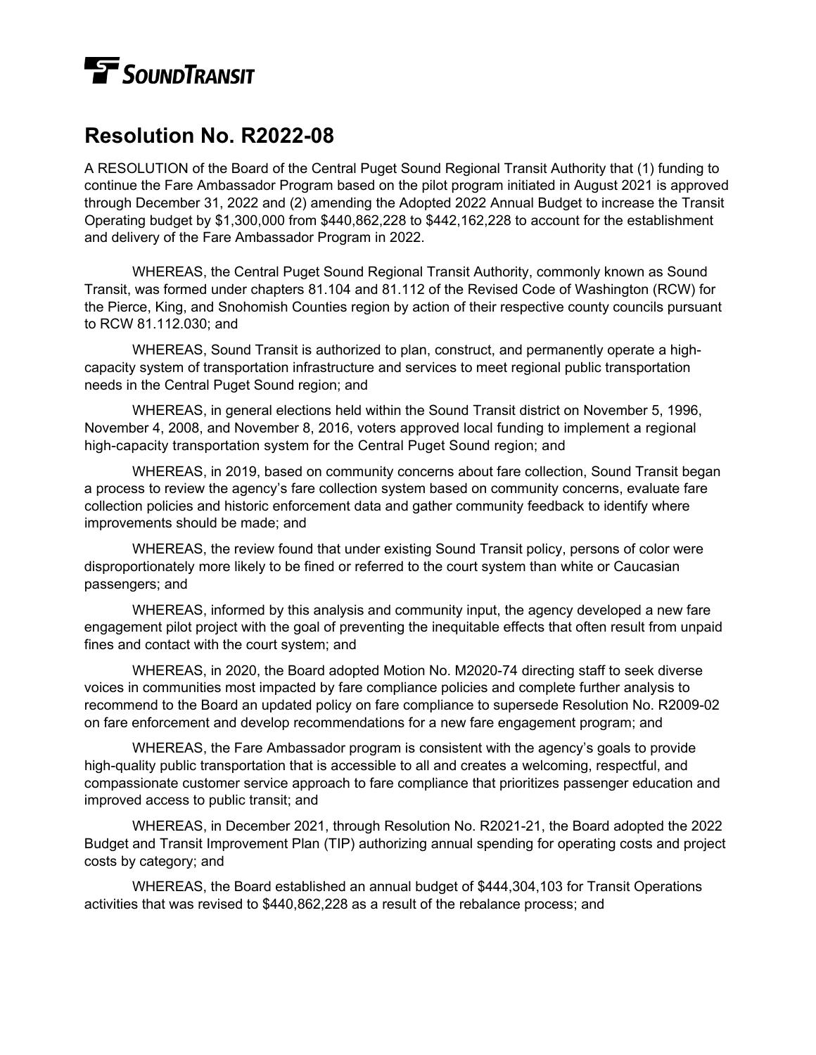SOUNDTRANSIT

# Resolution No. R2022-08

A RESOLUTION of the Board of the Central Puget Sound Regional Transit Authority that (1) funding to continue the Fare Ambassador Program based on the pilot program initiated in August 2021 is approved through December 31, 2022 and (2) amending the Adopted 2022 Annual Budget to increase the Transit Operating budget by $1,300,000 from $440,862,228 to $442,162,228 to account for the establishment and delivery of the Fare Ambassador Program in 2022.

WHEREAS, the Central Puget Sound Regional Transit Authority, commonly known as Sound Transit, was formed under chapters 81.104 and 81.112 of the Revised Code of Washington (RCW) for the Pierce, King, and Snohomish Counties region by action of their respective county councils pursuant to RCW 81.112.030; and

WHEREAS, Sound Transit is authorized to plan, construct, and permanently operate a high-capacity system of transportation infrastructure and services to meet regional public transportation needs in the Central Puget Sound region; and

WHEREAS, in general elections held within the Sound Transit district on November 5, 1996, November 4, 2008, and November 8, 2016, voters approved local funding to implement a regional high-capacity transportation system for the Central Puget Sound region; and

WHEREAS, in 2019, based on community concerns about fare collection, Sound Transit began a process to review the agency's fare collection system based on community concerns, evaluate fare collection policies and historic enforcement data and gather community feedback to identify where improvements should be made; and

WHEREAS, the review found that under existing Sound Transit policy, persons of color were disproportionately more likely to be fined or referred to the court system than white or Caucasian passengers; and

WHEREAS, informed by this analysis and community input, the agency developed a new fare engagement pilot project with the goal of preventing the inequitable effects that often result from unpaid fines and contact with the court system; and

WHEREAS, in 2020, the Board adopted Motion No. M2020-74 directing staff to seek diverse voices in communities most impacted by fare compliance policies and complete further analysis to recommend to the Board an updated policy on fare compliance to supersede Resolution No. R2009-02 on fare enforcement and develop recommendations for a new fare engagement program; and

WHEREAS, the Fare Ambassador program is consistent with the agency's goals to provide high-quality public transportation that is accessible to all and creates a welcoming, respectful, and compassionate customer service approach to fare compliance that prioritizes passenger education and improved access to public transit; and

WHEREAS, in December 2021, through Resolution No. R2021-21, the Board adopted the 2022 Budget and Transit Improvement Plan (TIP) authorizing annual spending for operating costs and project costs by category; and

WHEREAS, the Board established an annual budget of $444,304,103 for Transit Operations activities that was revised to $440,862,228 as a result of the rebalance process; and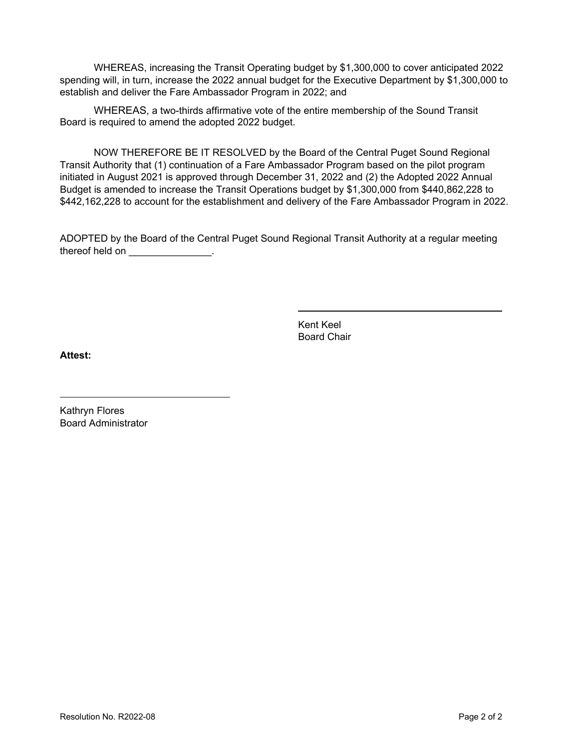WHEREAS, increasing the Transit Operating budget by $1,300,000 to cover anticipated 2022 spending will, in turn, increase the 2022 annual budget for the Executive Department by $1,300,000 to establish and deliver the Fare Ambassador Program in 2022; and

WHEREAS, a two-thirds affirmative vote of the entire membership of the Sound Transit Board is required to amend the adopted 2022 budget.

NOW THEREFORE BE IT RESOLVED by the Board of the Central Puget Sound Regional Transit Authority that (1) continuation of a Fare Ambassador Program based on the pilot program initiated in August 2021 is approved through December 31, 2022 and (2) the Adopted 2022 Annual Budget is amended to increase the Transit Operations budget by $1,300,000 from $440,862,228 to $442,162,228 to account for the establishment and delivery of the Fare Ambassador Program in 2022.

ADOPTED by the Board of the Central Puget Sound Regional Transit Authority at a regular meeting thereof held on _______________.

_______________________________

Kent Keel
Board Chair

**Attest:**

_______________________________

Kathryn Flores
Board Administrator

Resolution No. R2022-08